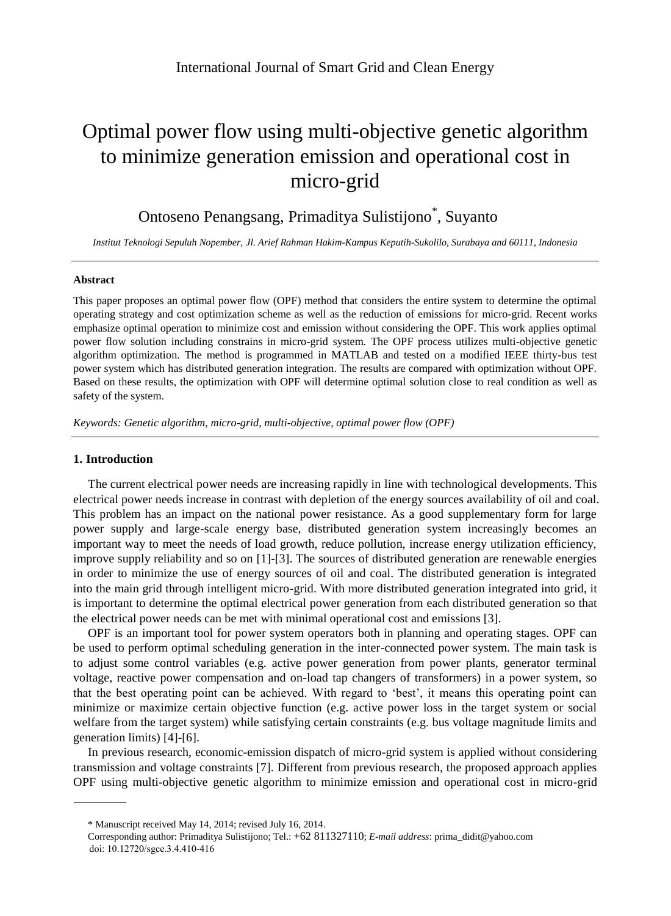# Optimal power flow using multi-objective genetic algorithm to minimize generation emission and operational cost in micro-grid

Ontoseno Penangsang, Primaditya Sulistijono*, Suyanto

*Institut Teknologi Sepuluh Nopember, Jl. Arief Rahman Hakim-Kampus Keputih-Sukolilo, Surabaya and 60111, Indonesia*

---

### Abstract

This paper proposes an optimal power flow (OPF) method that considers the entire system to determine the optimal operating strategy and cost optimization scheme as well as the reduction of emissions for micro-grid. Recent works emphasize optimal operation to minimize cost and emission without considering the OPF. This work applies optimal power flow solution including constrains in micro-grid system. The OPF process utilizes multi-objective genetic algorithm optimization. The method is programmed in MATLAB and tested on a modified IEEE thirty-bus test power system which has distributed generation integration. The results are compared with optimization without OPF. Based on these results, the optimization with OPF will determine optimal solution close to real condition as well as safety of the system.

*Keywords: Genetic algorithm, micro-grid, multi-objective, optimal power flow (OPF)*

---

## 1. Introduction

The current electrical power needs are increasing rapidly in line with technological developments. This electrical power needs increase in contrast with depletion of the energy sources availability of oil and coal. This problem has an impact on the national power resistance. As a good supplementary form for large power supply and large-scale energy base, distributed generation system increasingly becomes an important way to meet the needs of load growth, reduce pollution, increase energy utilization efficiency, improve supply reliability and so on [1]-[3]. The sources of distributed generation are renewable energies in order to minimize the use of energy sources of oil and coal. The distributed generation is integrated into the main grid through intelligent micro-grid. With more distributed generation integrated into grid, it is important to determine the optimal electrical power generation from each distributed generation so that the electrical power needs can be met with minimal operational cost and emissions [3].

OPF is an important tool for power system operators both in planning and operating stages. OPF can be used to perform optimal scheduling generation in the inter-connected power system. The main task is to adjust some control variables (e.g. active power generation from power plants, generator terminal voltage, reactive power compensation and on-load tap changers of transformers) in a power system, so that the best operating point can be achieved. With regard to 'best', it means this operating point can minimize or maximize certain objective function (e.g. active power loss in the target system or social welfare from the target system) while satisfying certain constraints (e.g. bus voltage magnitude limits and generation limits) [4]-[6].

In previous research, economic-emission dispatch of micro-grid system is applied without considering transmission and voltage constraints [7]. Different from previous research, the proposed approach applies OPF using multi-objective genetic algorithm to minimize emission and operational cost in micro-grid

---

\* Manuscript received May 14, 2014; revised July 16, 2014.

Corresponding author: Primaditya Sulistijono; Tel.: +62 811327110; *E-mail address*: prima_didit@yahoo.com

doi: 10.12720/sgce.3.4.410-416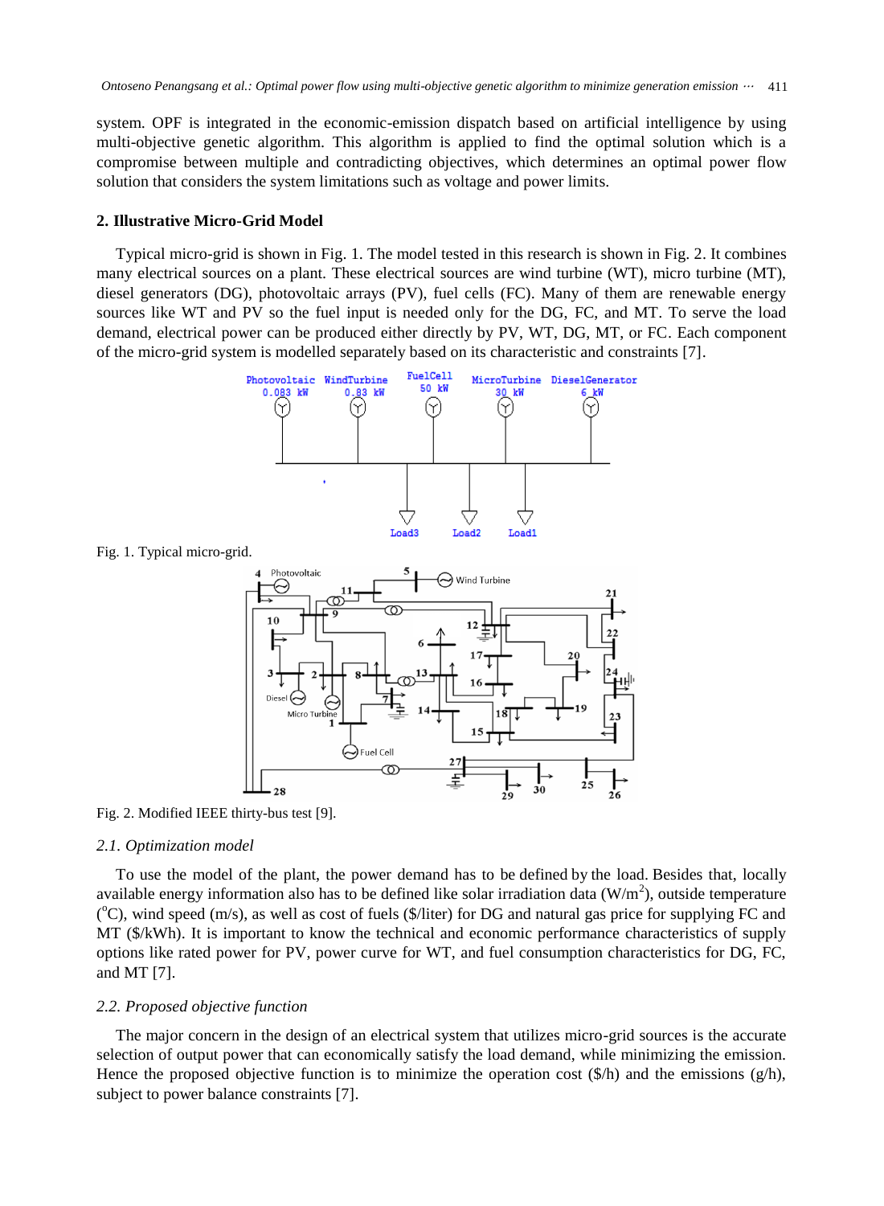system. OPF is integrated in the economic-emission dispatch based on artificial intelligence by using multi-objective genetic algorithm. This algorithm is applied to find the optimal solution which is a compromise between multiple and contradicting objectives, which determines an optimal power flow solution that considers the system limitations such as voltage and power limits.

## 2. Illustrative Micro-Grid Model

Typical micro-grid is shown in Fig. 1. The model tested in this research is shown in Fig. 2. It combines many electrical sources on a plant. These electrical sources are wind turbine (WT), micro turbine (MT), diesel generators (DG), photovoltaic arrays (PV), fuel cells (FC). Many of them are renewable energy sources like WT and PV so the fuel input is needed only for the DG, FC, and MT. To serve the load demand, electrical power can be produced either directly by PV, WT, DG, MT, or FC. Each component of the micro-grid system is modelled separately based on its characteristic and constraints [7].

Fig. 1. Typical micro-grid.

Fig. 2. Modified IEEE thirty-bus test [9].

### *2.1. Optimization model*

To use the model of the plant, the power demand has to be defined by the load. Besides that, locally available energy information also has to be defined like solar irradiation data ($W/m^2$), outside temperature ($^oC$), wind speed (m/s), as well as cost of fuels ($/liter) for DG and natural gas price for supplying FC and MT ($/kWh). It is important to know the technical and economic performance characteristics of supply options like rated power for PV, power curve for WT, and fuel consumption characteristics for DG, FC, and MT [7].

### *2.2. Proposed objective function*

The major concern in the design of an electrical system that utilizes micro-grid sources is the accurate selection of output power that can economically satisfy the load demand, while minimizing the emission. Hence the proposed objective function is to minimize the operation cost ($/h) and the emissions (g/h), subject to power balance constraints [7].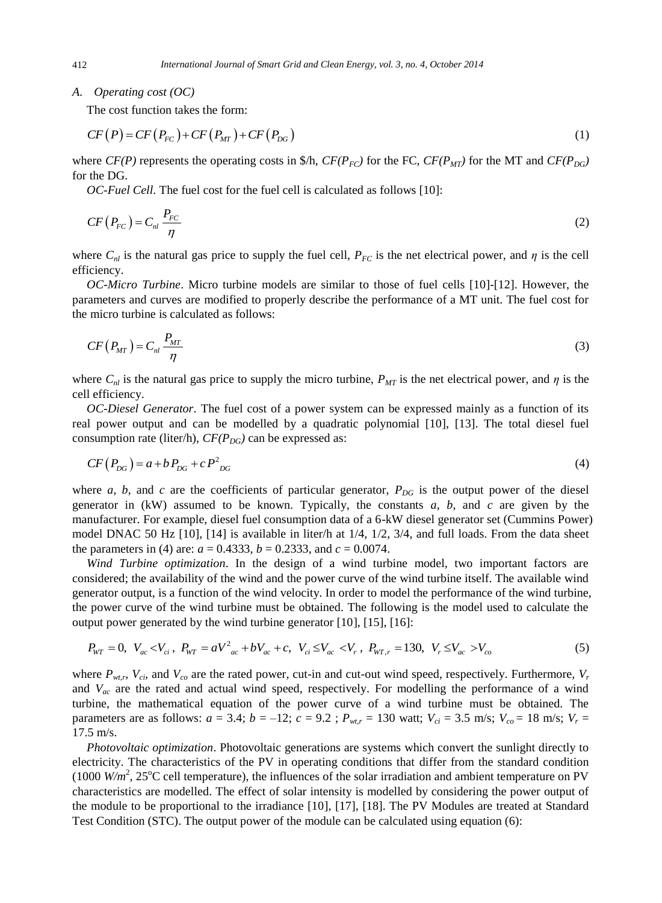### A. Operating cost (OC)

The cost function takes the form:

$$CF(P) = CF(P_{FC}) + CF(P_{MT}) + CF(P_{DG}) \tag{1}$$

where $CF(P)$ represents the operating costs in \$/h, $CF(P_{FC})$ for the FC, $CF(P_{MT})$ for the MT and $CF(P_{DG})$ for the DG.

*OC-Fuel Cell*. The fuel cost for the fuel cell is calculated as follows [10]:

$$CF(P_{FC}) = C_{nl} \frac{P_{FC}}{\eta} \tag{2}$$

where $C_{nl}$ is the natural gas price to supply the fuel cell, $P_{FC}$ is the net electrical power, and $\eta$ is the cell efficiency.

*OC-Micro Turbine*. Micro turbine models are similar to those of fuel cells [10]-[12]. However, the parameters and curves are modified to properly describe the performance of a MT unit. The fuel cost for the micro turbine is calculated as follows:

$$CF(P_{MT}) = C_{nl} \frac{P_{MT}}{\eta} \tag{3}$$

where $C_{nl}$ is the natural gas price to supply the micro turbine, $P_{MT}$ is the net electrical power, and $\eta$ is the cell efficiency.

*OC-Diesel Generator*. The fuel cost of a power system can be expressed mainly as a function of its real power output and can be modelled by a quadratic polynomial [10], [13]. The total diesel fuel consumption rate (liter/h), $CF(P_{DG})$ can be expressed as:

$$CF(P_{DG}) = a + b\,P_{DG} + c\,P^2_{DG} \tag{4}$$

where $a$, $b$, and $c$ are the coefficients of particular generator, $P_{DG}$ is the output power of the diesel generator in (kW) assumed to be known. Typically, the constants $a$, $b$, and $c$ are given by the manufacturer. For example, diesel fuel consumption data of a 6-kW diesel generator set (Cummins Power) model DNAC 50 Hz [10], [14] is available in liter/h at 1/4, 1/2, 3/4, and full loads. From the data sheet the parameters in (4) are: $a = 0.4333$, $b = 0.2333$, and $c = 0.0074$.

*Wind Turbine optimization*. In the design of a wind turbine model, two important factors are considered; the availability of the wind and the power curve of the wind turbine itself. The available wind generator output, is a function of the wind velocity. In order to model the performance of the wind turbine, the power curve of the wind turbine must be obtained. The following is the model used to calculate the output power generated by the wind turbine generator [10], [15], [16]:

$$P_{WT} = 0,\ V_{ac} < V_{ci}\,,\ P_{WT} = aV^2_{ac} + bV_{ac} + c,\ V_{ci} \le V_{ac} < V_r\,,\ P_{WT,r} = 130,\ V_r \le V_{ac} > V_{co} \tag{5}$$

where $P_{wt,r}$, $V_{ci}$, and $V_{co}$ are the rated power, cut-in and cut-out wind speed, respectively. Furthermore, $V_r$ and $V_{ac}$ are the rated and actual wind speed, respectively. For modelling the performance of a wind turbine, the mathematical equation of the power curve of a wind turbine must be obtained. The parameters are as follows: $a = 3.4$; $b = -12$; $c = 9.2$ ; $P_{wt,r} = 130$ watt; $V_{ci} = 3.5$ m/s; $V_{co} = 18$ m/s; $V_r = 17.5$ m/s.

*Photovoltaic optimization*. Photovoltaic generations are systems which convert the sunlight directly to electricity. The characteristics of the PV in operating conditions that differ from the standard condition (1000 $W/m^2$, 25°C cell temperature), the influences of the solar irradiation and ambient temperature on PV characteristics are modelled. The effect of solar intensity is modelled by considering the power output of the module to be proportional to the irradiance [10], [17], [18]. The PV Modules are treated at Standard Test Condition (STC). The output power of the module can be calculated using equation (6):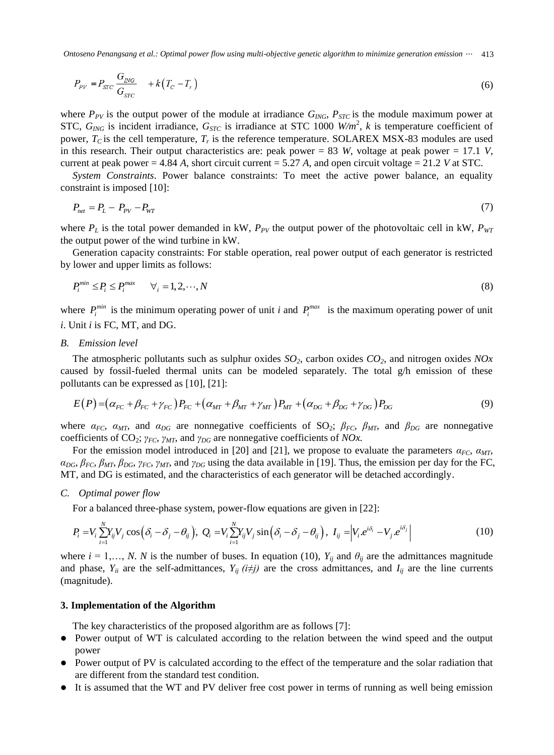$$P_{PV} = P_{STC} \frac{G_{ING}}{G_{STC}} + k\left(T_C - T_r\right) \tag{6}$$

where $P_{PV}$ is the output power of the module at irradiance $G_{ING}$, $P_{STC}$ is the module maximum power at STC, $G_{ING}$ is incident irradiance, $G_{STC}$ is irradiance at STC 1000 $W/m^2$, $k$ is temperature coefficient of power, $T_C$ is the cell temperature, $T_r$ is the reference temperature. SOLAREX MSX-83 modules are used in this research. Their output characteristics are: peak power = 83 *W*, voltage at peak power = 17.1 *V*, current at peak power = 4.84 *A*, short circuit current = 5.27 *A*, and open circuit voltage = 21.2 *V* at STC.

*System Constraints*. Power balance constraints: To meet the active power balance, an equality constraint is imposed [10]:

$$P_{net} = P_L - P_{PV} - P_{WT} \tag{7}$$

where $P_L$ is the total power demanded in kW, $P_{PV}$ the output power of the photovoltaic cell in kW, $P_{WT}$ the output power of the wind turbine in kW.

Generation capacity constraints: For stable operation, real power output of each generator is restricted by lower and upper limits as follows:

$$P_i^{min} \le P_i \le P_i^{max} \qquad \forall_i = 1, 2, \cdots, N \tag{8}$$

where $P_i^{min}$ is the minimum operating power of unit *i* and $P_i^{max}$ is the maximum operating power of unit *i*. Unit *i* is FC, MT, and DG.

### B. Emission level

The atmospheric pollutants such as sulphur oxides $SO_2$, carbon oxides $CO_2$, and nitrogen oxides $NOx$ caused by fossil-fueled thermal units can be modeled separately. The total g/h emission of these pollutants can be expressed as [10], [21]:

$$E(P) = \left(\alpha_{FC} + \beta_{FC} + \gamma_{FC}\right)P_{FC} + \left(\alpha_{MT} + \beta_{MT} + \gamma_{MT}\right)P_{MT} + \left(\alpha_{DG} + \beta_{DG} + \gamma_{DG}\right)P_{DG} \tag{9}$$

where $\alpha_{FC}$, $\alpha_{MT}$, and $\alpha_{DG}$ are nonnegative coefficients of $SO_2$; $\beta_{FC}$, $\beta_{MT}$, and $\beta_{DG}$ are nonnegative coefficients of $CO_2$; $\gamma_{FC}$, $\gamma_{MT}$, and $\gamma_{DG}$ are nonnegative coefficients of $NOx$.

For the emission model introduced in [20] and [21], we propose to evaluate the parameters $\alpha_{FC}$, $\alpha_{MT}$, $\alpha_{DG}$, $\beta_{FC}$, $\beta_{MT}$, $\beta_{DG}$, $\gamma_{FC}$, $\gamma_{MT}$, and $\gamma_{DG}$ using the data available in [19]. Thus, the emission per day for the FC, MT, and DG is estimated, and the characteristics of each generator will be detached accordingly.

### C. Optimal power flow

For a balanced three-phase system, power-flow equations are given in [22]:

$$P_i = V_i \sum_{i=1}^{N} Y_{ij} V_j \cos\left(\delta_i - \delta_j - \theta_{ij}\right);\ Q_i = V_i \sum_{i=1}^{N} Y_{ij} V_j \sin\left(\delta_i - \delta_j - \theta_{ij}\right),\ I_{ij} = \left|V_i.e^{i\delta_i} - V_j.e^{i\delta_j}\right| \tag{10}$$

where $i = 1, \ldots, N$. $N$ is the number of buses. In equation (10), $Y_{ij}$ and $\theta_{ij}$ are the admittances magnitude and phase, $Y_{ii}$ are the self-admittances, $Y_{ij}$ $(i \ne j)$ are the cross admittances, and $I_{ij}$ are the line currents (magnitude).

## 3. Implementation of the Algorithm

The key characteristics of the proposed algorithm are as follows [7]:

- Power output of WT is calculated according to the relation between the wind speed and the output power
- Power output of PV is calculated according to the effect of the temperature and the solar radiation that are different from the standard test condition.
- It is assumed that the WT and PV deliver free cost power in terms of running as well being emission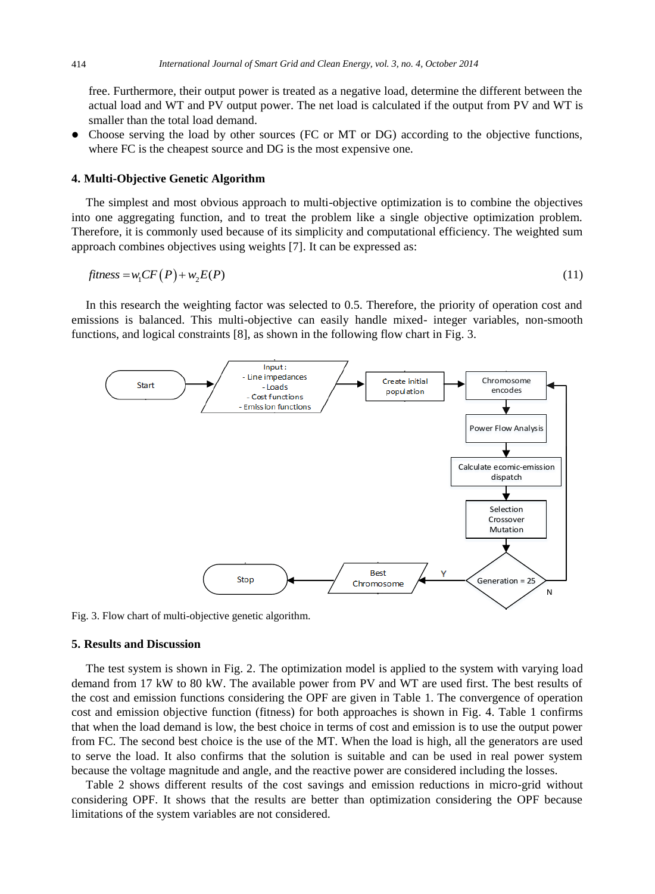free. Furthermore, their output power is treated as a negative load, determine the different between the actual load and WT and PV output power. The net load is calculated if the output from PV and WT is smaller than the total load demand.

- Choose serving the load by other sources (FC or MT or DG) according to the objective functions, where FC is the cheapest source and DG is the most expensive one.

## 4. Multi-Objective Genetic Algorithm

The simplest and most obvious approach to multi-objective optimization is to combine the objectives into one aggregating function, and to treat the problem like a single objective optimization problem. Therefore, it is commonly used because of its simplicity and computational efficiency. The weighted sum approach combines objectives using weights [7]. It can be expressed as:

$$fitness = w_1 CF(P) + w_2 E(P) \tag{11}$$

In this research the weighting factor was selected to 0.5. Therefore, the priority of operation cost and emissions is balanced. This multi-objective can easily handle mixed- integer variables, non-smooth functions, and logical constraints [8], as shown in the following flow chart in Fig. 3.

Start → Input: - Line impedances - Loads - Cost functions - Emission functions → Create initial population → Chromosome encodes → Power Flow Analysis → Calculate ecomic-emission dispatch → Selection Crossover Mutation → Generation = 25 (N: back to Chromosome encodes; Y: Best Chromosome → Stop)

Fig. 3. Flow chart of multi-objective genetic algorithm.

## 5. Results and Discussion

The test system is shown in Fig. 2. The optimization model is applied to the system with varying load demand from 17 kW to 80 kW. The available power from PV and WT are used first. The best results of the cost and emission functions considering the OPF are given in Table 1. The convergence of operation cost and emission objective function (fitness) for both approaches is shown in Fig. 4. Table 1 confirms that when the load demand is low, the best choice in terms of cost and emission is to use the output power from FC. The second best choice is the use of the MT. When the load is high, all the generators are used to serve the load. It also confirms that the solution is suitable and can be used in real power system because the voltage magnitude and angle, and the reactive power are considered including the losses.

Table 2 shows different results of the cost savings and emission reductions in micro-grid without considering OPF. It shows that the results are better than optimization considering the OPF because limitations of the system variables are not considered.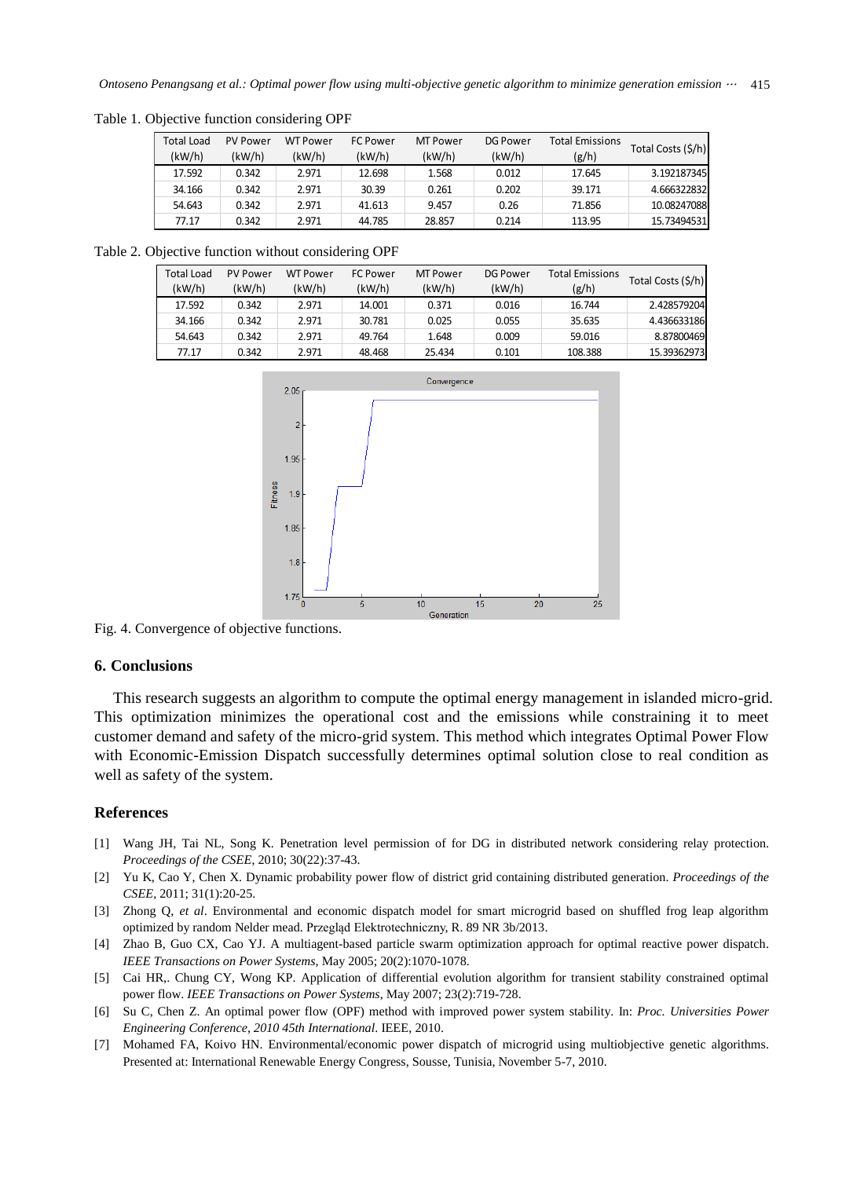Table 1. Objective function considering OPF

| Total Load (kW/h) | PV Power (kW/h) | WT Power (kW/h) | FC Power (kW/h) | MT Power (kW/h) | DG Power (kW/h) | Total Emissions (g/h) | Total Costs ($/h) |
|---|---|---|---|---|---|---|---|
| 17.592 | 0.342 | 2.971 | 12.698 | 1.568 | 0.012 | 17.645 | 3.192187345 |
| 34.166 | 0.342 | 2.971 | 30.39 | 0.261 | 0.202 | 39.171 | 4.666322832 |
| 54.643 | 0.342 | 2.971 | 41.613 | 9.457 | 0.26 | 71.856 | 10.08247088 |
| 77.17 | 0.342 | 2.971 | 44.785 | 28.857 | 0.214 | 113.95 | 15.73494531 |

Table 2. Objective function without considering OPF

| Total Load (kW/h) | PV Power (kW/h) | WT Power (kW/h) | FC Power (kW/h) | MT Power (kW/h) | DG Power (kW/h) | Total Emissions (g/h) | Total Costs ($/h) |
|---|---|---|---|---|---|---|---|
| 17.592 | 0.342 | 2.971 | 14.001 | 0.371 | 0.016 | 16.744 | 2.428579204 |
| 34.166 | 0.342 | 2.971 | 30.781 | 0.025 | 0.055 | 35.635 | 4.436633186 |
| 54.643 | 0.342 | 2.971 | 49.764 | 1.648 | 0.009 | 59.016 | 8.87800469 |
| 77.17 | 0.342 | 2.971 | 48.468 | 25.434 | 0.101 | 108.388 | 15.39362973 |

Fig. 4. Convergence of objective functions.

## 6. Conclusions

This research suggests an algorithm to compute the optimal energy management in islanded micro-grid. This optimization minimizes the operational cost and the emissions while constraining it to meet customer demand and safety of the micro-grid system. This method which integrates Optimal Power Flow with Economic-Emission Dispatch successfully determines optimal solution close to real condition as well as safety of the system.

## References

[1] Wang JH, Tai NL, Song K. Penetration level permission of for DG in distributed network considering relay protection. *Proceedings of the CSEE*, 2010; 30(22):37-43.

[2] Yu K, Cao Y, Chen X. Dynamic probability power flow of district grid containing distributed generation. *Proceedings of the CSEE*, 2011; 31(1):20-25.

[3] Zhong Q, *et al*. Environmental and economic dispatch model for smart microgrid based on shuffled frog leap algorithm optimized by random Nelder mead. Przegląd Elektrotechniczny, R. 89 NR 3b/2013.

[4] Zhao B, Guo CX, Cao YJ. A multiagent-based particle swarm optimization approach for optimal reactive power dispatch. *IEEE Transactions on Power Systems*, May 2005; 20(2):1070-1078.

[5] Cai HR,. Chung CY, Wong KP. Application of differential evolution algorithm for transient stability constrained optimal power flow. *IEEE Transactions on Power Systems*, May 2007; 23(2):719-728.

[6] Su C, Chen Z. An optimal power flow (OPF) method with improved power system stability. In: *Proc. Universities Power Engineering Conference, 2010 45th International*. IEEE, 2010.

[7] Mohamed FA, Koivo HN. Environmental/economic power dispatch of microgrid using multiobjective genetic algorithms. Presented at: International Renewable Energy Congress, Sousse, Tunisia, November 5-7, 2010.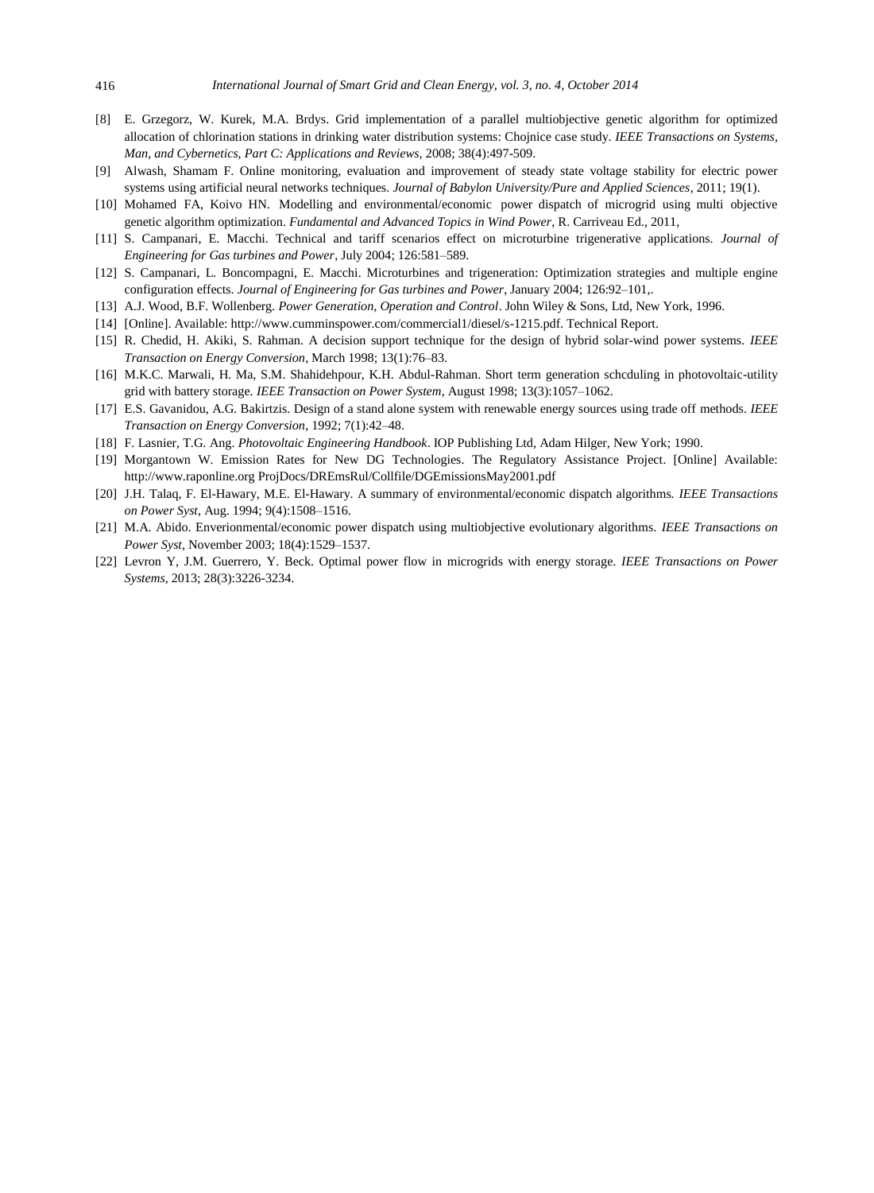[8] E. Grzegorz, W. Kurek, M.A. Brdys. Grid implementation of a parallel multiobjective genetic algorithm for optimized allocation of chlorination stations in drinking water distribution systems: Chojnice case study. *IEEE Transactions on Systems, Man, and Cybernetics, Part C: Applications and Reviews*, 2008; 38(4):497-509.

[9] Alwash, Shamam F. Online monitoring, evaluation and improvement of steady state voltage stability for electric power systems using artificial neural networks techniques. *Journal of Babylon University/Pure and Applied Sciences*, 2011; 19(1).

[10] Mohamed FA, Koivo HN. Modelling and environmental/economic power dispatch of microgrid using multi objective genetic algorithm optimization. *Fundamental and Advanced Topics in Wind Power*, R. Carriveau Ed., 2011,

[11] S. Campanari, E. Macchi. Technical and tariff scenarios effect on microturbine trigenerative applications. *Journal of Engineering for Gas turbines and Power*, July 2004; 126:581–589.

[12] S. Campanari, L. Boncompagni, E. Macchi. Microturbines and trigeneration: Optimization strategies and multiple engine configuration effects. *Journal of Engineering for Gas turbines and Power*, January 2004; 126:92–101,.

[13] A.J. Wood, B.F. Wollenberg. *Power Generation, Operation and Control*. John Wiley & Sons, Ltd, New York, 1996.

[14] [Online]. Available: http://www.cumminspower.com/commercial1/diesel/s-1215.pdf. Technical Report.

[15] R. Chedid, H. Akiki, S. Rahman. A decision support technique for the design of hybrid solar-wind power systems. *IEEE Transaction on Energy Conversion*, March 1998; 13(1):76–83.

[16] M.K.C. Marwali, H. Ma, S.M. Shahidehpour, K.H. Abdul-Rahman. Short term generation schcduling in photovoltaic-utility grid with battery storage. *IEEE Transaction on Power System*, August 1998; 13(3):1057–1062.

[17] E.S. Gavanidou, A.G. Bakirtzis. Design of a stand alone system with renewable energy sources using trade off methods. *IEEE Transaction on Energy Conversion*, 1992; 7(1):42–48.

[18] F. Lasnier, T.G. Ang. *Photovoltaic Engineering Handbook*. IOP Publishing Ltd, Adam Hilger, New York; 1990.

[19] Morgantown W. Emission Rates for New DG Technologies. The Regulatory Assistance Project. [Online] Available: http://www.raponline.org ProjDocs/DREmsRul/Collfile/DGEmissionsMay2001.pdf

[20] J.H. Talaq, F. El-Hawary, M.E. El-Hawary. A summary of environmental/economic dispatch algorithms. *IEEE Transactions on Power Syst*, Aug. 1994; 9(4):1508–1516.

[21] M.A. Abido. Envierionmental/economic power dispatch using multiobjective evolutionary algorithms. *IEEE Transactions on Power Syst*, November 2003; 18(4):1529–1537.

[22] Levron Y, J.M. Guerrero, Y. Beck. Optimal power flow in microgrids with energy storage. *IEEE Transactions on Power Systems*, 2013; 28(3):3226-3234.